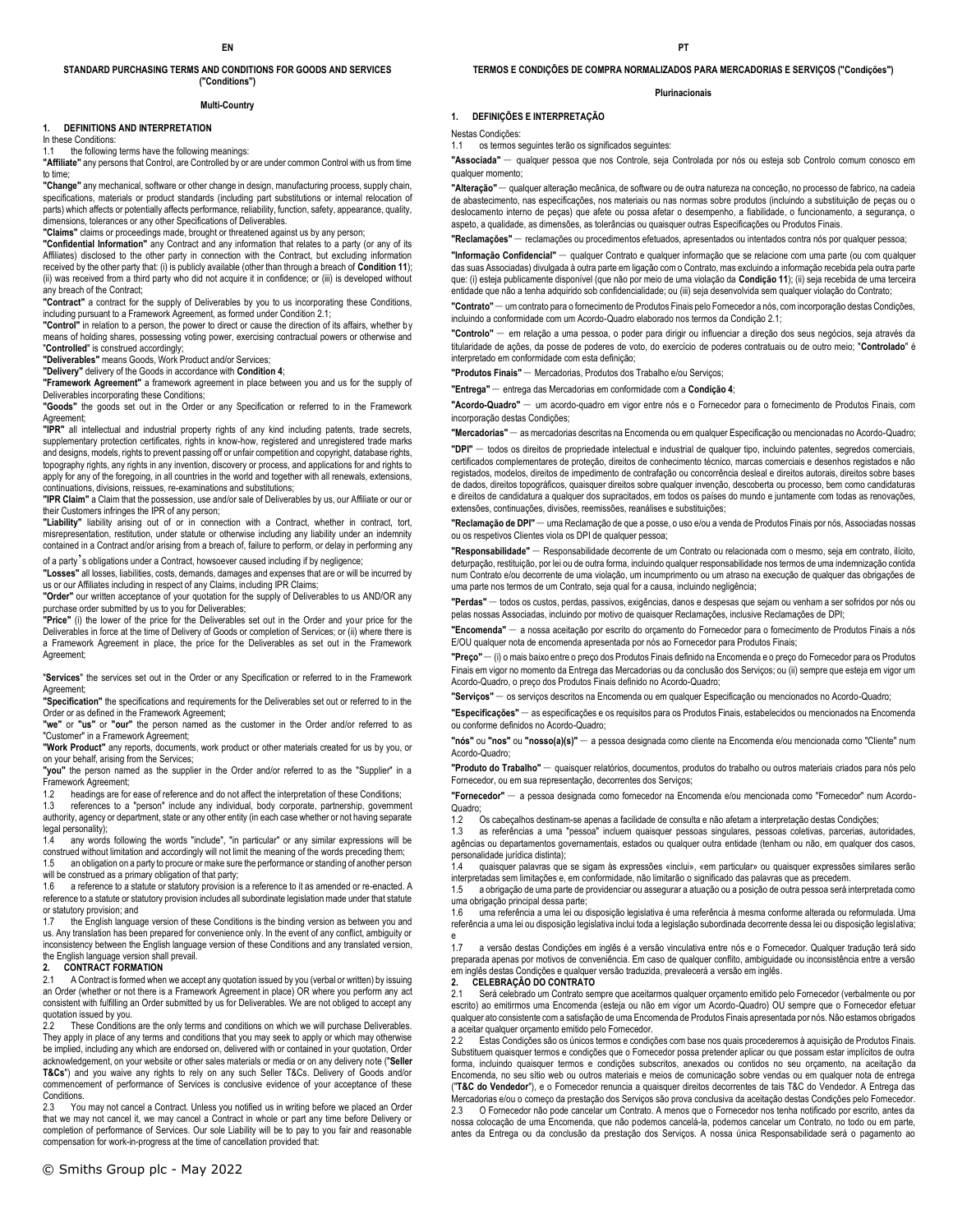EN

## STANDARD PURCHASING TERMS AND CONDITIONS FOR GOODS AND SERVICES ("Conditions")

**Multi-Country**

### 1. DEFINITIONS AND INTERPRETATION

In these Conditions:

1.1 the following terms have the following meanings:

**"Affiliate"** any persons that Control, are Controlled by or are under common Control with us from time to time;

**"Change"** any mechanical, software or other change in design, manufacturing process, supply chain, specifications, materials or product standards (including part substitutions or internal relocation of parts) which affects or potentially affects performance, reliability, function, safety, appearance, quality, dimensions, tolerances or any other Specifications of Deliverables.

**"Claims"** claims or proceedings made, brought or threatened against us by any person;

**"Confidential Information"** any Contract and any information that relates to a party (or any of its Affiliates) disclosed to the other party in connection with the Contract, but excluding information received by the other party that: (i) is publicly available (other than through a breach of **Condition 11**); (ii) was received from a third party who did not acquire it in confidence; or (iii) is developed without any breach of the Contract;

**"Contract"** a contract for the supply of Deliverables by you to us incorporating these Conditions, including pursuant to a Framework Agreement, as formed under Condition 2.1;

**"Control"** in relation to a person, the power to direct or cause the direction of its affairs, whether by means of holding shares, possessing voting power, exercising contractual powers or otherwise and "**Controlled**" is construed accordingly;

**"Deliverables"** means Goods, Work Product and/or Services;

**"Delivery"** delivery of the Goods in accordance with **Condition 4**;

**"Framework Agreement"** a framework agreement in place between you and us for the supply of Deliverables incorporating these Conditions;

**"Goods"** the goods set out in the Order or any Specification or referred to in the Framework Agreement;

**"IPR"** all intellectual and industrial property rights of any kind including patents, trade secrets, supplementary protection certificates, rights in know-how, registered and unregistered trade marks and designs, models, rights to prevent passing off or unfair competition and copyright, database rights, topography rights, any rights in any invention, discovery or process, and applications for and rights to apply for any of the foregoing, in all countries in the world and together with all renewals, extensions, continuations, divisions, reissues, re-examinations and substitutions;

**"IPR Claim"** a Claim that the possession, use and/or sale of Deliverables by us, our Affiliate or our or their Customers infringes the IPR of any person;

**"Liability"** liability arising out of or in connection with a Contract, whether in contract, tort, misrepresentation, restitution, under statute or otherwise including any liability under an indemnity contained in a Contract and/or arising from a breach of, failure to perform, or delay in performing any of a party's obligations under a Contract, howsoever caused including if by negligence;

**"Losses"** all losses, liabilities, costs, demands, damages and expenses that are or will be incurred by us or our Affiliates including in respect of any Claims, including IPR Claims;

**"Order"** our written acceptance of your quotation for the supply of Deliverables to us AND/OR any purchase order submitted by us to you for Deliverables;

**"Price"** (i) the lower of the price for the Deliverables set out in the Order and your price for the Deliverables in force at the time of Delivery of Goods or completion of Services; or (ii) where there is a Framework Agreement in place, the price for the Deliverables as set out in the Framework Agreement;

"**Services**" the services set out in the Order or any Specification or referred to in the Framework Agreement;

**"Specification"** the specifications and requirements for the Deliverables set out or referred to in the Order or as defined in the Framework Agreement;

**"we"** or **"us"** or **"our"** the person named as the customer in the Order and/or referred to as "Customer" in a Framework Agreement;

**"Work Product"** any reports, documents, work product or other materials created for us by you, or on your behalf, arising from the Services;

**"you"** the person named as the supplier in the Order and/or referred to as the "Supplier" in a Framework Agreement;

1.2 headings are for ease of reference and do not affect the interpretation of these Conditions;

1.3 references to a "person" include any individual, body corporate, partnership, government authority, agency or department, state or any other entity (in each case whether or not having separate legal personality);

1.4 any words following the words "include", "in particular" or any similar expressions will be construed without limitation and accordingly will not limit the meaning of the words preceding them;

1.5 an obligation on a party to procure or make sure the performance or standing of another person will be construed as a primary obligation of that party;

1.6 a reference to a statute or statutory provision is a reference to it as amended or re-enacted. A reference to a statute or statutory provision includes all subordinate legislation made under that statute or statutory provision; and

1.7 the English language version of these Conditions is the binding version as between you and us. Any translation has been prepared for convenience only. In the event of any conflict, ambiguity or inconsistency between the English language version of these Conditions and any translated version, the English language version shall prevail.

### 2. CONTRACT FORMATION

2.1 A Contract is formed when we accept any quotation issued by you (verbal or written) by issuing an Order (whether or not there is a Framework Agreement in place) OR where you perform any act consistent with fulfilling an Order submitted by us for Deliverables. We are not obliged to accept any quotation issued by you.

2.2 These Conditions are the only terms and conditions on which we will purchase Deliverables. They apply in place of any terms and conditions that you may seek to apply or which may otherwise be implied, including any which are endorsed on, delivered with or contained in your quotation, Order acknowledgement, on your website or other sales materials or media or on any delivery note ("**Seller T&Cs**") and you waive any rights to rely on any such Seller T&Cs. Delivery of Goods and/or commencement of performance of Services is conclusive evidence of your acceptance of these Conditions.

2.3 You may not cancel a Contract. Unless you notified us in writing before we placed an Order that we may not cancel it, we may cancel a Contract in whole or part any time before Delivery or completion of performance of Services. Our sole Liability will be to pay to you fair and reasonable compensation for work-in-progress at the time of cancellation provided that:

PT

## TERMOS E CONDIÇÕES DE COMPRA NORMALIZADOS PARA MERCADORIAS E SERVIÇOS ("Condições")

**Plurinacionais**

### 1. DEFINIÇÕES E INTERPRETAÇÃO

Nestas Condições:

1.1 os termos seguintes terão os significados seguintes:

**"Associada"** — qualquer pessoa que nos Controle, seja Controlada por nós ou esteja sob Controlo comum conosco em qualquer momento;

**"Alteração"** — qualquer alteração mecânica, de software ou de outra natureza na conceção, no processo de fabrico, na cadeia de abastecimento, nas especificações, nos materiais ou nas normas sobre produtos (incluindo a substituição de peças ou o deslocamento interno de peças) que afete ou possa afetar o desempenho, a fiabilidade, o funcionamento, a segurança, o aspeto, a qualidade, as dimensões, as tolerâncias ou quaisquer outras Especificações ou Produtos Finais.

**"Reclamações"** — reclamações ou procedimentos efetuados, apresentados ou intentados contra nós por qualquer pessoa;

**"Informação Confidencial"** — qualquer Contrato e qualquer informação que se relacione com uma parte (ou com qualquer das suas Associadas) divulgada à outra parte em ligação com o Contrato, mas excluindo a informação recebida pela outra parte que: (i) esteja publicamente disponível (que não por meio de uma violação da **Condição 11**); (ii) seja recebida de uma terceira entidade que não a tenha adquirido sob confidencialidade; ou (iii) seja desenvolvida sem qualquer violação do Contrato;

**"Contrato"** — um contrato para o fornecimento de Produtos Finais pelo Fornecedor a nós, com incorporação destas Condições, incluindo a conformidade com um Acordo-Quadro elaborado nos termos da Condição 2.1;

**"Controlo"** — em relação a uma pessoa, o poder para dirigir ou influenciar a direção dos seus negócios, seja através da titularidade de ações, da posse de poderes de voto, do exercício de poderes contratuais ou de outro meio; "**Controlado**" é interpretado em conformidade com esta definição;

**"Produtos Finais"** — Mercadorias, Produtos do Trabalho e/ou Serviços;

**"Entrega"** — entrega das Mercadorias em conformidade com a **Condição 4**;

**"Acordo-Quadro"** — um acordo-quadro em vigor entre nós e o Fornecedor para o fornecimento de Produtos Finais, com incorporação destas Condições;

**"Mercadorias"** — as mercadorias descritas na Encomenda ou em qualquer Especificação ou mencionadas no Acordo-Quadro;

**"DPI"** — todos os direitos de propriedade intelectual e industrial de qualquer tipo, incluindo patentes, segredos comerciais, certificados complementares de proteção, direitos de conhecimento técnico, marcas comerciais e desenhos registados e não registados, modelos, direitos de impedimento de contrafação ou concorrência desleal e direitos autorais, direitos sobre bases de dados, direitos topográficos, quaisquer direitos sobre qualquer invenção, descoberta ou processo, bem como candidaturas e direitos de candidatura a qualquer dos supracitados, em todos os países do mundo e juntamente com todas as renovações, extensões, continuações, divisões, reemissões, reanálises e substituições;

**"Reclamação de DPI"** — uma Reclamação de que a posse, o uso e/ou a venda de Produtos Finais por nós, Associadas nossas ou os respetivos Clientes viola os DPI de qualquer pessoa;

**"Responsabilidade"** — Responsabilidade decorrente de um Contrato ou relacionada com o mesmo, seja em contrato, ilícito, deturpação, restituição, por lei ou de outra forma, incluindo qualquer responsabilidade nos termos de uma indemnização contida num Contrato e/ou decorrente de uma violação, um incumprimento ou um atraso na execução de qualquer das obrigações de uma parte nos termos de um Contrato, seja qual for a causa, incluindo negligência;

**"Perdas"** — todos os custos, perdas, passivos, exigências, danos e despesas que sejam ou venham a ser sofridos por nós ou pelas nossas Associadas, incluindo por motivo de quaisquer Reclamações, inclusive Reclamações de DPI;

**"Encomenda"** — a nossa aceitação por escrito do orçamento do Fornecedor para o fornecimento de Produtos Finais a nós E/OU qualquer nota de encomenda apresentada por nós ao Fornecedor para Produtos Finais;

**"Preço"** — (i) o mais baixo entre o preço dos Produtos Finais definido na Encomenda e o preço do Fornecedor para os Produtos Finais em vigor no momento da Entrega das Mercadorias ou da conclusão dos Serviços; ou (ii) sempre que esteja em vigor um Acordo-Quadro, o preço dos Produtos Finais definido no Acordo-Quadro;

**"Serviços"** — os serviços descritos na Encomenda ou em qualquer Especificação ou mencionados no Acordo-Quadro;

**"Especificações"** — as especificações e os requisitos para os Produtos Finais, estabelecidos ou mencionados na Encomenda ou conforme definidos no Acordo-Quadro;

**"nós"** ou **"nos"** ou **"nosso(a)(s)"** — a pessoa designada como cliente na Encomenda e/ou mencionada como "Cliente" num Acordo-Quadro;

**"Produto do Trabalho"** — quaisquer relatórios, documentos, produtos do trabalho ou outros materiais criados para nós pelo Fornecedor, ou em sua representação, decorrentes dos Serviços;

**"Fornecedor"** — a pessoa designada como fornecedor na Encomenda e/ou mencionada como "Fornecedor" num Acordo-Quadro;

1.2 Os cabeçalhos destinam-se apenas a facilidade de consulta e não afetam a interpretação destas Condições;

1.3 as referências a uma "pessoa" incluem quaisquer pessoas singulares, pessoas coletivas, parcerias, autoridades, agências ou departamentos governamentais, estados ou qualquer outra entidade (tenham ou não, em qualquer dos casos, personalidade jurídica distinta);

1.4 quaisquer palavras que se sigam às expressões «inclui», «em particular» ou quaisquer expressões similares serão interpretadas sem limitações e, em conformidade, não limitarão o significado das palavras que as precedem.

1.5 a obrigação de uma parte de providenciar ou assegurar a atuação ou a posição de outra pessoa será interpretada como uma obrigação principal dessa parte;

1.6 uma referência a uma lei ou disposição legislativa é uma referência à mesma conforme alterada ou reformulada. Uma referência a uma lei ou disposição legislativa inclui toda a legislação subordinada decorrente dessa lei ou disposição legislativa; e

1.7 a versão destas Condições em inglês é a versão vinculativa entre nós e o Fornecedor. Qualquer tradução terá sido preparada apenas por motivos de conveniência. Em caso de qualquer conflito, ambiguidade ou inconsistência entre a versão em inglês destas Condições e qualquer versão traduzida, prevalecerá a versão em inglês.

### 2. CELEBRAÇÃO DO CONTRATO

2.1 Será celebrado um Contrato sempre que aceitarmos qualquer orçamento emitido pelo Fornecedor (verbalmente ou por escrito) ao emitirmos uma Encomenda (esteja ou não em vigor um Acordo-Quadro) OU sempre que o Fornecedor efetuar qualquer ato consistente com a satisfação de uma Encomenda de Produtos Finais apresentada por nós. Não estamos obrigados a aceitar qualquer orçamento emitido pelo Fornecedor.

2.2 Estas Condições são os únicos termos e condições com base nos quais procederemos à aquisição de Produtos Finais. Substituem quaisquer termos e condições que o Fornecedor possa pretender aplicar ou que possam estar implícitos de outra forma, incluindo quaisquer termos e condições subscritos, anexados ou contidos no seu orçamento, na aceitação da Encomenda, no seu sítio web ou outros materiais e meios de comunicação sobre vendas ou em qualquer nota de entrega ("**T&C do Vendedor**"), e o Fornecedor renuncia a quaisquer direitos decorrentes de tais T&C do Vendedor. A Entrega das Mercadorias e/ou o começo da prestação dos Serviços são prova conclusiva da aceitação destas Condições pelo Fornecedor.

2.3 O Fornecedor não pode cancelar um Contrato. A menos que o Fornecedor nos tenha notificado por escrito, antes da nossa colocação de uma Encomenda, que não podemos cancelá-la, podemos cancelar um Contrato, no todo ou em parte, antes da Entrega ou da conclusão da prestação dos Serviços. A nossa única Responsabilidade será o pagamento ao

© Smiths Group plc - May 2022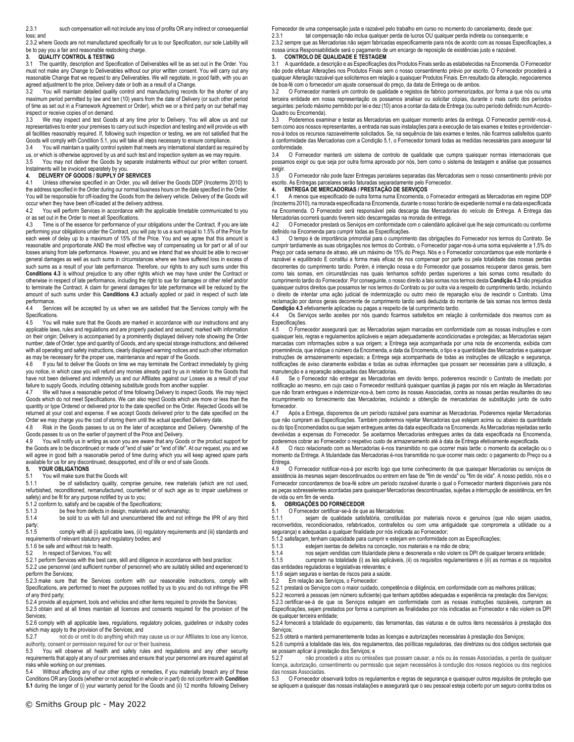2.3.1 such compensation will not include any loss of profits OR any indirect or consequential loss; and

2.3.2 where Goods are not manufactured specifically for us to our Specification, our sole Liability will be to pay you a fair and reasonable restocking charge.

## 3. QUALITY CONTROL & TESTING

3.1 The quantity, description and Specification of Deliverables will be as set out in the Order. You must not make any Change to Deliverables without our prior written consent. You will carry out any reasonable Change that we request to any Deliverables. We will negotiate, in good faith, with you an agreed adjustment to the price, Delivery date or both as a result of a Change.

3.2 You will maintain detailed quality control and manufacturing records for the shorter of any maximum period permitted by law and ten (10) years from the date of Delivery (or such other period of time as set out in a Framework Agreement or Order), which we or a third party on our behalf may inspect or receive copies of on demand.

3.3 We may inspect and test Goods at any time prior to Delivery. You will allow us and our representatives to enter your premises to carry out such inspection and testing and will provide us with all facilities reasonably required. If, following such inspection or testing, we are not satisfied that the Goods will comply with Condition 5.1, you will take all steps necessary to ensure compliance.

3.4 You will maintain a quality control system that meets any international standard as required by us, or which is otherwise approved by us and such test and inspection system as we may require.

3.5 You may not deliver the Goods by separate instalments without our prior written consent. Instalments will be invoiced separately by you.

## 4. DELIVERY OF GOODS / SUPPLY OF SERVICES

4.1 Unless otherwise specified in an Order, you will deliver the Goods DDP (Incoterms 2010) to the address specified in the Order during our normal business hours on the date specified in the Order. You will be responsible for off-loading the Goods from the delivery vehicle. Delivery of the Goods will occur when they have been off-loaded at the delivery address.

4.2 You will perform Services in accordance with the applicable timetable communicated to you or as set out in the Order to meet all Specifications.

4.3 Time is of the essence for performance of your obligations under the Contract. If you are late performing your obligations under the Contract, you will pay to us a sum equal to 1.5% of the Price for each week of delay up to a maximum of 15% of the Price. You and we agree that this amount is reasonable and proportionate AND the most effective way of compensating us for part or all of our losses arising from late performance. However, you and we intend that we should be able to recover general damages as well as such sums in circumstances where we have suffered loss in excess of such sums as a result of your late performance. Therefore, our rights to any such sums under this **Conditions 4.3** is without prejudice to any other rights which we may have under the Contract or otherwise in respect of late performance, including the right to sue for damages or other relief and/or to terminate the Contract. A claim for general damages for late performance will be reduced by the amount of such sums under this **Conditions 4.3** actually applied or paid in respect of such late performance.

4.4 Services will be accepted by us when we are satisfied that the Services comply with the Specifications.

4.5 You will make sure that the Goods are marked in accordance with our instructions and any applicable laws, rules and regulations and are properly packed and secured; marked with information on their origin; Delivery is accompanied by a prominently displayed delivery note showing the Order number, date of Order, type and quantity of Goods, and any special storage instructions; and delivered with all operating and safety instructions, clearly displayed warning notices and such other information as may be necessary for the proper use, maintenance and repair of the Goods.

4.6 If you fail to deliver the Goods on time we may terminate the Contract immediately by giving you notice, in which case you will refund any monies already paid by us in relation to the Goods that have not been delivered and indemnify us and our Affiliates against our Losses as a result of your failure to supply Goods, including obtaining substitute goods from another supplier.

4.7 We will have a reasonable period of time following Delivery to inspect Goods. We may reject Goods which do not meet Specifications. We can also reject Goods which are more or less than the quantity or type Ordered or delivered prior to the date specified on the Order. Rejected Goods will be returned at your cost and expense. If we accept Goods delivered prior to the date specified on the Order we may charge you the cost of storing them until the actual specified Delivery date.

4.8 Risk in the Goods passes to us on the later of acceptance and Delivery. Ownership of the Goods passes to us on the earlier of payment of the Price and Delivery.

4.9 You will notify us in writing as soon you are aware that any Goods or the product support for the Goods are to be discontinued or made of "end of sale" or "end of life". At our request, you and we will agree in good faith a reasonable period of time during which you will keep agreed spare parts available for us for any discontinued, desupported, end of life or end of sale Goods.

## 5. YOUR OBLIGATIONS

5.1 You will make sure that the Goods will:

5.1.1 be of satisfactory quality, comprise genuine, new materials (which are not used, refurbished, reconditioned, remanufactured, counterfeit or of such age as to impair usefulness or safety) and be fit for any purpose notified by us to you;

5.1.2 conform to, satisfy and be capable of the Specifications;

5.1.3 be free from defects in design, materials and workmanship;

5.1.4 be sold to us with full and unencumbered title and not infringe the IPR of any third party;

5.1.5 comply with all (i) applicable laws, (ii) regulatory requirements and (iii) standards and requirements of relevant statutory and regulatory bodies; and

5.1.6 be safe and without risk to health.

5.2 In respect of Services, You will:

5.2.1 perform Services with the best care, skill and diligence in accordance with best practice;

5.2.2 use personnel (and sufficient number of personnel) who are suitably skilled and experienced to perform the Services;

5.2.3 make sure that the Services conform with our reasonable instructions, comply with Specifications, are performed to meet the purposes notified by us to you and do not infringe the IPR of any third party;

5.2.4 provide all equipment, tools and vehicles and other items required to provide the Services;

5.2.5 obtain and at all times maintain all licences and consents required for the provision of the Services;

5.2.6 comply with all applicable laws, regulations, regulatory policies, guidelines or industry codes which may apply to the provision of the Services; and

5.2.7 not do or omit to do anything which may cause us or our Affiliates to lose any licence, authority, consent or permission required for our or their business.

5.3 You will observe all health and safety rules and regulations and any other security requirements that apply at any of our premises and ensure that your personnel are insured against all risks while working on our premises.

5.4 Without affecting any of our other rights or remedies, if you materially breach any of these Conditions OR any Goods (whether or not accepted in whole or in part) do not conform with **Condition 5.1** during the longer of (i) your warranty period for the Goods and (ii) 12 months following Delivery

Fornecedor de uma compensação justa e razoável pelo trabalho em curso no momento do cancelamento, desde que:

2.3.1 tal compensação não inclua qualquer perda de lucros OU qualquer perda indireta ou consequente; e

2.3.2 sempre que as Mercadorias não sejam fabricadas especificamente para nós de acordo com as nossas Especificações, a nossa única Responsabilidade será o pagamento de um encargo de reposição de existências justo e razoável.

## 3. CONTROLO DE QUALIDADE E TESTAGEM

3.1 A quantidade, a descrição e as Especificações dos Produtos Finais serão as estabelecidas na Encomenda. O Fornecedor não pode efetuar Alterações nos Produtos Finais sem o nosso consentimento prévio por escrito. O Fornecedor procederá a qualquer Alteração razoável que solicitemos em relação a quaisquer Produtos Finais. Em resultado da alteração, negociaremos de boa-fé com o fornecedor um ajuste consensual do preço, da data de Entrega ou de ambos.

3.2 O Fornecedor manterá um controlo de qualidade e registos de fabrico pormenorizados, por forma a que nós ou uma terceira entidade em nossa representação os possamos analisar ou solicitar cópias, durante o mais curto dos períodos seguintes: período máximo permitido por lei e dez (10) anos a contar da data de Entrega (ou outro período definido num Acordo-Quadro ou Encomenda).

3.3 Poderemos examinar e testar as Mercadorias em qualquer momento antes da entrega. O Fornecedor permitir-nos-á, bem como aos nossos representantes, a entrada nas suas instalações para a execução de tais exames e testes e providenciar-nos-á todos os recursos razoavelmente solicitados. Se, na sequência de tais exames e testes, não ficarmos satisfeitos quanto à conformidade das Mercadorias com a Condição 5.1, o Fornecedor tomará todas as medidas necessárias para assegurar tal conformidade.

3.4 O Fornecedor manterá um sistema de controlo de qualidade que cumpra quaisquer normas internacionais que possamos exigir ou que seja por outra forma aprovado por nós, bem como o sistema de testagem e análise que possamos exigir.

3.5 O Fornecedor não pode fazer Entregas parcelares separadas das Mercadorias sem o nosso consentimento prévio por escrito. As Entregas parcelares serão faturadas separadamente pelo Fornecedor.

## 4. ENTREGA DE MERCADORIAS / PRESTAÇÃO DE SERVIÇOS

4.1 A menos que especificado de outra forma numa Encomenda, o Fornecedor entregará as Mercadorias em regime DDP (Incoterms 2010), na morada especificada na Encomenda, durante o nosso horário de expediente normal e na data especificada na Encomenda. O Fornecedor será responsável pela descarga das Mercadorias do veículo de Entrega. A Entrega das Mercadorias ocorrerá quando tiverem sido descarregadas na morada de entrega.

4.2 O Fornecedor prestará os Serviços em conformidade com o calendário aplicável que lhe seja comunicado ou conforme definido na Encomenda para cumprir todas as Especificações.

4.3 O tempo é de importância primordial para o cumprimento das obrigações do Fornecedor nos termos do Contrato. Se cumprir tardiamente as suas obrigações nos termos do Contrato, o Fornecedor pagar-nos-á uma soma equivalente a 1,5% do Preço por cada semana de atraso, até um máximo de 15% do Preço. Nós e o Fornecedor concordamos que este montante é razoável e equilibrado E constitui a forma mais eficaz de nos compensar por parte ou pela totalidade das nossas perdas decorrentes do cumprimento tardio. Porém, é intenção nossa e do Fornecedor que possamos recuperar danos gerais, bem como tais somas, em circunstâncias nas quais tenhamos sofrido perdas superiores a tais somas como resultado do cumprimento tardio do Fornecedor. Por conseguinte, o nosso direito a tais somas nos termos desta **Condição 4.3** não prejudica quaisquer outros direitos que possamos ter nos termos do Contrato ou por outra via a respeito do cumprimento tardio, incluindo o direito de intentar uma ação judicial de indemnização ou outro meio de reparação e/ou de rescindir o Contrato. Uma reclamação por danos gerais decorrente de cumprimento tardio será deduzida do montante de tais somas nos termos desta **Condição 4.3** efetivamente aplicadas ou pagas a respeito de tal cumprimento tardio.

4.4 Os Serviços serão aceites por nós quando ficarmos satisfeitos em relação à conformidade dos mesmos com as Especificações.

4.5 O Fornecedor assegurará que: as Mercadorias sejam marcadas em conformidade com as nossas instruções e com quaisquer leis, regras e regulamentos aplicáveis e sejam adequadamente acondicionadas e protegidas; as Mercadorias sejam marcadas com informações sobre a sua origem; a Entrega seja acompanhada por uma nota de encomenda, exibida com proeminência, que indique o número da Encomenda, a data da Encomenda, o tipo e a quantidade das Mercadorias e quaisquer instruções de armazenamento especiais; a Entrega seja acompanhada de todas as instruções de utilização e segurança, notificações de aviso claramente exibidas e todas as outras informações que possam ser necessárias para a utilização, a manutenção e a reparação adequadas das Mercadorias.

4.6 Se o Fornecedor não entregar as Mercadorias em devido tempo, poderemos rescindir o Contrato de imediato por notificação ao mesmo, em cujo caso o Fornecedor restituirá quaisquer quantias já pagas por nós em relação às Mercadorias que não foram entregues e indemnizar-nos-á, bem como às nossas Associadas, contra as nossas perdas resultantes do seu incumprimento no fornecimento das Mercadorias, incluindo a obtenção de mercadorias de substituição junto de outro fornecedor.

4.7 Após a Entrega, disporemos de um período razoável para examinar as Mercadorias. Poderemos rejeitar Mercadorias que não cumpram as Especificações. Também poderemos rejeitar Mercadorias que estejam acima ou abaixo da quantidade ou do tipo Encomendados ou que sejam entregues antes da data especificada na Encomenda. As Mercadorias rejeitadas serão devolvidas a expensas do Fornecedor. Se aceitarmos Mercadorias entregues antes da data especificada na Encomenda, poderemos cobrar ao Fornecedor o respetivo custo de armazenamento até à data de Entrega efetivamente especificada.

4.8 O risco relacionado com as Mercadorias é-nos transmitido no que ocorrer mais tarde: o momento da aceitação ou o momento da Entrega. A titularidade das Mercadorias é-nos transmitida no que ocorrer mais cedo: o pagamento do Preço ou a Entrega.

4.9 O Fornecedor notificar-nos-á por escrito logo que tome conhecimento de que quaisquer Mercadorias ou serviços de assistência às mesmas sejam descontinuados ou entrem em fase de "fim de venda" ou "fim de vida". A nosso pedido, nós e o Fornecedor concordaremos de boa-fé sobre um período razoável durante o qual o Fornecedor manterá disponíveis para nós as peças sobresselentes acordadas para quaisquer Mercadorias descontinuadas, sujeitas a interrupção de assistência, em fim de vida ou em fim de venda.

## 5. OBRIGAÇÕES DO FORNECEDOR

5.1 O Fornecedor certificar-se-á de que as Mercadorias:

5.1.1 sejam de qualidade satisfatória, constituídas por materiais novos e genuínos (que não sejam usados, reconvertidos, recondicionados, refabricados, contrafeitos ou com uma antiguidade que comprometa a utilidade ou a segurança) e adequadas a qualquer finalidade por nós indicada ao Fornecedor;

5.1.2 satisfaçam, tenham capacidade para cumprir e estejam em conformidade com as Especificações;

5.1.3 estejam isentas de defeitos na conceção, nos materiais e na mão de obra;

5.1.4 nos sejam vendidas com titularidade plena e desonerada e não violem os DPI de qualquer terceira entidade;

5.1.5 cumpram na totalidade (i) as leis aplicáveis, (ii) os requisitos regulamentares e (iii) as normas e os requisitos das entidades reguladoras e legislativas relevantes; e

5.1.6 sejam seguras e isentas de riscos para a saúde.

5.2 Em relação aos Serviços, o Fornecedor:

5.2.1 prestará os Serviços com o maior cuidado, competência e diligência, em conformidade com as melhores práticas;

5.2.2 recorrerá a pessoas (em número suficiente) que tenham aptidões adequadas e experiência na prestação dos Serviços;

5.2.3 certificar-se-á de que os Serviços estejam em conformidade com as nossas instruções razoáveis, cumpram as Especificações, sejam prestados por forma a cumprirem as finalidades por nós indicadas ao Fornecedor e não violem os DPI de qualquer terceira entidade;

5.2.4 fornecerá a totalidade do equipamento, das ferramentas, das viaturas e de outros itens necessários à prestação dos Serviços;

5.2.5 obterá e manterá permanentemente todas as licenças e autorizações necessárias à prestação dos Serviços;

5.2.6 cumprirá a totalidade das leis, dos regulamentos, das políticas reguladoras, das diretrizes ou dos códigos sectoriais que se possam aplicar à prestação dos Serviços; e

5.2.7 não procederá a atos ou omissões que possam causar, a nós ou às nossas Associadas, a perda de qualquer licença, autorização, consentimento ou permissão que sejam necessários à condução dos nossos negócios ou dos negócios das nossas Associadas.

5.3 O Fornecedor observará todos os regulamentos e regras de segurança e quaisquer outros requisitos de proteção que se apliquem a quaisquer das nossas instalações e assegurará que o seu pessoal esteja coberto por um seguro contra todos os

© Smiths Group plc - May 2022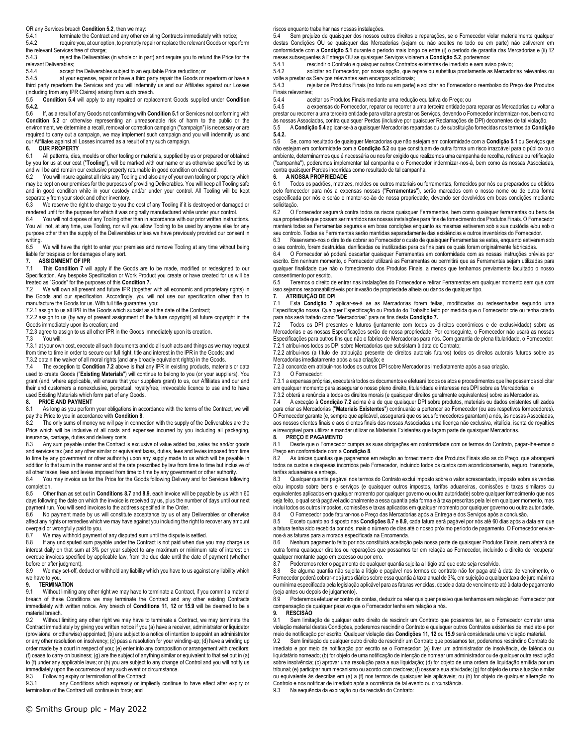OR any Services breach **Condition 5.2**, then we may:

5.4.1 terminate the Contract and any other existing Contracts immediately with notice;

5.4.2 require you, at our option, to promptly repair or replace the relevant Goods or reperform the relevant Services free of charge;

5.4.3 reject the Deliverables (in whole or in part) and require you to refund the Price for the relevant Deliverables;

5.4.4 accept the Deliverables subject to an equitable Price reduction; or

5.4.5 at your expense, repair or have a third party repair the Goods or reperform or have a third party reperform the Services and you will indemnify us and our Affiliates against our Losses (including from any IPR Claims) arising from such breach.

5.5 **Condition 5.4** will apply to any repaired or replacement Goods supplied under **Condition 5.4.2.**

5.6 If, as a result of any Goods not conforming with **Condition 5.1** or Services not conforming with **Condition 5.2** or otherwise representing an unreasonable risk of harm to the public or the environment, we determine a recall, removal or correction campaign ("campaign") is necessary or are required to carry out a campaign, we may implement such campaign and you will indemnify us and our Affiliates against all Losses incurred as a result of any such campaign.

## 6. OUR PROPERTY

6.1 All patterns, dies, moulds or other tooling or materials, supplied by us or prepared or obtained by you for us at our cost ("**Tooling**"), will be marked with our name or as otherwise specified by us and will be and remain our exclusive property returnable in good condition on demand.

6.2 You will insure against all risks any Tooling and also any of your own tooling or property which may be kept on our premises for the purposes of providing Deliverables. You will keep all Tooling safe and in good condition while in your custody and/or under your control. All Tooling will be kept separately from your stock and other inventory.

6.3 We reserve the right to charge to you the cost of any Tooling if it is destroyed or damaged or rendered unfit for the purpose for which it was originally manufactured while under your control.

6.4 You will not dispose of any Tooling other than in accordance with our prior written instructions. You will not, at any time, use Tooling, nor will you allow Tooling to be used by anyone else for any purpose other than the supply of the Deliverables unless we have previously provided our consent in writing.

6.5 We will have the right to enter your premises and remove Tooling at any time without being liable for trespass or for damages of any sort.

## 7. ASSIGNMENT OF IPR

7.1 This **Condition 7** will apply if the Goods are to be made, modified or redesigned to our Specification. Any bespoke Specification or Work Product you create or have created for us will be treated as "Goods" for the purposes of this **Condition 7.**

7.2 We will own all present and future IPR (together with all economic and proprietary rights) in the Goods and our specification. Accordingly, you will not use our specification other than to manufacture the Goods for us. With full title guarantee, you:

7.2.1 assign to us all IPR in the Goods which subsist as at the date of the Contract;

7.2.2 assign to us (by way of present assignment of the future copyright) all future copyright in the Goods immediately upon its creation; and

7.2.3 agree to assign to us all other IPR in the Goods immediately upon its creation.

7.3 You will:

7.3.1 at your own cost, execute all such documents and do all such acts and things as we may request from time to time in order to secure our full right, title and interest in the IPR in the Goods; and

7.3.2 obtain the waiver of all moral rights (and any broadly equivalent rights) in the Goods.

7.4 The exception to **Condition 7.2** above is that any IPR in existing products, materials or data used to create Goods ("**Existing Materials**") will continue to belong to you (or your suppliers). You grant (and, where applicable, will ensure that your suppliers grant) to us, our Affiliates and our and their end customers a nonexclusive, perpetual, royaltyfree, irrevocable licence to use and to have used Existing Materials which form part of any Goods.

## 8. PRICE AND PAYMENT

8.1 As long as you perform your obligations in accordance with the terms of the Contract, we will pay the Price to you in accordance with **Condition 8**.

8.2 The only sums of money we will pay in connection with the supply of the Deliverables are the Price which will be inclusive of all costs and expenses incurred by you including all packaging, insurance, carriage, duties and delivery costs.

8.3 Any sum payable under the Contract is exclusive of value added tax, sales tax and/or goods and services tax (and any other similar or equivalent taxes, duties, fees and levies imposed from time to time by any government or other authority) upon any supply made to us which will be payable in addition to that sum in the manner and at the rate prescribed by law from time to time but inclusive of all other taxes, fees and levies imposed from time to time by any government or other authority.

8.4 You may invoice us for the Price for the Goods following Delivery and for Services following completion.

8.5 Other than as set out in **Conditions 8.7** and **8.9**, each invoice will be payable by us within 60 days following the date on which the invoice is received by us, plus the number of days until our next payment run. You will send invoices to the address specified in the Order.

8.6 No payment made by us will constitute acceptance by us of any Deliverables or otherwise affect any rights or remedies which we may have against you including the right to recover any amount overpaid or wrongfully paid to you.

8.7 We may withhold payment of any disputed sum until the dispute is settled.

8.8 If any undisputed sum payable under the Contract is not paid when due you may charge us interest daily on that sum at 3% per year subject to any maximum or minimum rate of interest on overdue invoices specified by applicable law, from the due date until the date of payment (whether before or after judgment).

8.9 We may set-off, deduct or withhold any liability which you have to us against any liability which we have to you.

## 9. TERMINATION

9.1 Without limiting any other right we may have to terminate a Contract, if you commit a material breach of these Conditions we may terminate the Contract and any other existing Contracts immediately with written notice. Any breach of **Conditions 11, 12** or **15.9** will be deemed to be a material breach.

9.2 Without limiting any other right we may have to terminate a Contract, we may terminate the Contract immediately by giving you written notice if you (a) have a receiver, administrator or liquidator (provisional or otherwise) appointed; (b) are subject to a notice of intention to appoint an administrator or any other resolution on insolvency; (c) pass a resolution for your winding-up; (d) have a winding up order made by a court in respect of you; (e) enter into any composition or arrangement with creditors; (f) cease to carry on business; (g) are the subject of anything similar or equivalent to that set out in (a) to (f) under any applicable laws; or (h) you are subject to any change of Control and you will notify us immediately upon the occurrence of any such event or circumstance.

9.3 Following expiry or termination of the Contract:

9.3.1 any Conditions which expressly or impliedly continue to have effect after expiry or termination of the Contract will continue in force; and

riscos enquanto trabalhar nas nossas instalações.

5.4 Sem prejuízo de quaisquer dos nossos outros direitos e reparações, se o Fornecedor violar materialmente qualquer destas Condições OU se quaisquer das Mercadorias (sejam ou não aceites no todo ou em parte) não estiverem em conformidade com a **Condição 5.1** durante o período mais longo de entre (i) o período de garantia das Mercadorias e (ii) 12 meses subsequentes à Entrega OU se quaisquer Serviços violarem a **Condição 5.2**, poderemos:

5.4.1 rescindir o Contrato e quaisquer outros Contratos existentes de imediato e sem aviso prévio;

5.4.2 solicitar ao Fornecedor, por nossa opção, que repare ou substitua prontamente as Mercadorias relevantes ou volte a prestar os Serviços relevantes sem encargos adicionais;

5.4.3 rejeitar os Produtos Finais (no todo ou em parte) e solicitar ao Fornecedor o reembolso do Preço dos Produtos Finais relevantes;

5.4.4 aceitar os Produtos Finais mediante uma redução equitativa do Preço; ou

5.4.5 a expensas do Fornecedor, reparar ou recorrer a uma terceira entidade para reparar as Mercadorias ou voltar a prestar ou recorrer a uma terceira entidade para voltar a prestar os Serviços, devendo o Fornecedor indemnizar-nos, bem como às nossas Associadas, contra quaisquer Perdas (inclusive por quaisquer Reclamações de DPI) decorrentes de tal violação.

5.5 A **Condição 5.4** aplicar-se-á a quaisquer Mercadorias reparadas ou de substituição fornecidas nos termos da **Condição 5.4.2.**

5.6 Se, como resultado de quaisquer Mercadorias que não estejam em conformidade com a **Condição 5.1** ou Serviços que não estejam em conformidade com a **Condição 5.2** ou que constituam de outra forma um risco irrazoável para o público ou o ambiente, determinarmos que é necessária ou nos for exigido que realizemos uma campanha de recolha, retirada ou retificação ("campanha"), poderemos implementar tal campanha e o Fornecedor indemnizar-nos-á, bem como às nossas Associadas, contra quaisquer Perdas incorridas como resultado de tal campanha.

## 6. A NOSSA PROPRIEDADE

6.1 Todos os padrões, matrizes, moldes ou outros materiais ou ferramentas, fornecidos por nós ou preparados ou obtidos pelo fornecedor para nós a expensas nossas ("**Ferramentas**"), serão marcados com o nosso nome ou de outra forma especificada por nós e serão e manter-se-ão de nossa propriedade, devendo ser devolvidos em boas condições mediante solicitação.

6.2 O Fornecedor segurará contra todos os riscos quaisquer Ferramentas, bem como quaisquer ferramentas ou bens de sua propriedade que possam ser mantidos nas nossas instalações para fins de fornecimento dos Produtos Finais. O Fornecedor manterá todas as Ferramentas seguras e em boas condições enquanto as mesmas estiverem sob a sua custódia e/ou sob o seu controlo. Todas as Ferramentas serão mantidas separadamente das existências e outros inventários do Fornecedor.

6.3 Reservamo-nos o direito de cobrar ao Fornecedor o custo de quaisquer Ferramentas se estas, enquanto estiverem sob o seu controlo, forem destruídas, danificadas ou inutilizadas para os fins para os quais foram originalmente fabricadas.

6.4 O Fornecedor só poderá descartar quaisquer Ferramentas em conformidade com as nossas instruções prévias por escrito. Em nenhum momento, o Fornecedor utilizará as Ferramentas ou permitirá que as Ferramentas sejam utilizadas para qualquer finalidade que não o fornecimento dos Produtos Finais, a menos que tenhamos previamente facultado o nosso consentimento por escrito.

6.5 Teremos o direito de entrar nas instalações do Fornecedor e retirar Ferramentas em qualquer momento sem que com isso sejamos responsabilizáveis por invasão de propriedade alheia ou danos de qualquer tipo.

## 7. ATRIBUIÇÃO DE DPI

7.1 Esta **Condição 7** aplicar-se-á se as Mercadorias forem feitas, modificadas ou redesenhadas segundo uma Especificação nossa. Qualquer Especificação ou Produto do Trabalho feito por medida que o Fornecedor crie ou tenha criado para nós será tratado como "Mercadorias" para os fins desta **Condição 7.**

7.2 Todos os DPI presentes e futuros (juntamente com todos os direitos económicos e de exclusividade) sobre as Mercadorias e as nossas Especificações serão de nossa propriedade. Por conseguinte, o Fornecedor não usará as nossas Especificações para outros fins que não o fabrico de Mercadorias para nós. Com garantia de plena titularidade, o Fornecedor:

7.2.1 atribui-nos todos os DPI sobre Mercadorias que subsistam à data do Contrato;

7.2.2 atribui-nos (a título de atribuição presente de direitos autorais futuros) todos os direitos autorais futuros sobre as Mercadorias imediatamente após a sua criação; e

7.2.3 concorda em atribuir-nos todos os outros DPI sobre Mercadorias imediatamente após a sua criação.

7.3 O Fornecedor:

7.3.1 a expensas próprias, executará todos os documentos e efetuará todos os atos e procedimentos que lhe possamos solicitar em qualquer momento para assegurar o nosso pleno direito, titularidade e interesse nos DPI sobre as Mercadorias; e

7.3.2 obterá a renúncia a todos os direitos morais (e quaisquer direitos geralmente equivalentes) sobre as Mercadorias.

7.4 A exceção à **Condição 7.2** acima é a de que quaisquer DPI sobre produtos, materiais ou dados existentes utilizados para criar as Mercadorias ("**Materiais Existentes**") continuarão a pertencer ao Fornecedor (ou aos respetivos fornecedores). O Fornecedor garante (e, sempre que aplicável, assegurará que os seus fornecedores garantam) a nós, às nossas Associadas, aos nossos clientes finais e aos clientes finais das nossas Associadas uma licença não exclusiva, vitalícia, isenta de royalties e irrevogável para utilizar e mandar utilizar os Materiais Existentes que façam parte de quaisquer Mercadorias.

## 8. PREÇO E PAGAMENTO

8.1 Desde que o Fornecedor cumpra as suas obrigações em conformidade com os termos do Contrato, pagar-lhe-emos o Preço em conformidade com a **Condição 8**.

8.2 As únicas quantias que pagaremos em relação ao fornecimento dos Produtos Finais são as do Preço, que abrangerá todos os custos e despesas incorridos pelo Fornecedor, incluindo todos os custos com acondicionamento, seguro, transporte, tarifas aduaneiras e entrega.

8.3 Qualquer quantia pagável nos termos do Contrato exclui imposto sobre o valor acrescentado, imposto sobre as vendas e/ou imposto sobre bens e serviços (e quaisquer outros impostos, tarifas aduaneiras, comissões e taxas similares ou equivalentes aplicados em qualquer momento por qualquer governo ou outra autoridade) sobre qualquer fornecimento que nos seja feito, o qual será pagável adicionalmente a essa quantia pela forma e à taxa prescritas pela lei em qualquer momento, mas inclui todos os outros impostos, comissões e taxas aplicados em qualquer momento por qualquer governo ou outra autoridade.

8.4 O Fornecedor pode faturar-nos o Preço das Mercadorias após a Entrega e dos Serviços após a conclusão.

8.5 Exceto quanto ao disposto nas **Condições 8.7** e **8.9**, cada fatura será pagável por nós até 60 dias após a data em que a fatura tenha sido recebida por nós, mais o número de dias até o nosso próximo período de pagamento. O Fornecedor enviar-nos-á as faturas para a morada especificada na Encomenda.

8.6 Nenhum pagamento feito por nós constituirá aceitação pela nossa parte de quaisquer Produtos Finais, nem afetará de outra forma quaisquer direitos ou reparações que possamos ter em relação ao Fornecedor, incluindo o direito de recuperar qualquer montante pago em excesso ou por erro.

8.7 Poderemos reter o pagamento de qualquer quantia sujeita a litígio até que este seja resolvido.

8.8 Se alguma quantia não sujeita a litígio e pagável nos termos do contrato não for paga até à data de vencimento, o Fornecedor poderá cobrar-nos juros diários sobre essa quantia à taxa anual de 3%, em sujeição a qualquer taxa de juro máxima ou mínima especificada pela legislação aplicável para as faturas vencidas, desde a data de vencimento até à data de pagamento (seja antes ou depois de julgamento).

8.9 Poderemos efetuar encontro de contas, deduzir ou reter qualquer passivo que tenhamos em relação ao Fornecedor por compensação de qualquer passivo que o Fornecedor tenha em relação a nós.

## 9. RESCISÃO

9.1 Sem limitação de qualquer outro direito de rescindir um Contrato que possamos ter, se o Fornecedor cometer uma violação material destas Condições, poderemos rescindir o Contrato e quaisquer outros Contratos existentes de imediato e por meio de notificação por escrito. Qualquer violação das **Condições 11, 12** ou **15.9** será considerada uma violação material.

9.2 Sem limitação de qualquer outro direito de rescindir um Contrato que possamos ter, poderemos rescindir o Contrato de imediato e por meio de notificação por escrito se o Fornecedor: (a) tiver um administrador de insolvência, de falência ou liquidatário nomeado; (b) for objeto de uma notificação de intenção de nomear um administrador ou de qualquer outra resolução sobre insolvência; (c) aprovar uma resolução para a sua liquidação; (d) for objeto de uma ordem de liquidação emitida por um tribunal; (e) participar num mecanismo ou acordo com credores; (f) cessar a sua atividade; (g) for objeto de uma situação similar ou equivalente às descritas em (a) a (f) nos termos de quaisquer leis aplicáveis; ou (h) for objeto de qualquer alteração no Controlo e nos notificar de imediato após a ocorrência de tal evento ou circunstância.

9.3 Na sequência da expiração ou da rescisão do Contrato:

© Smiths Group plc - May 2022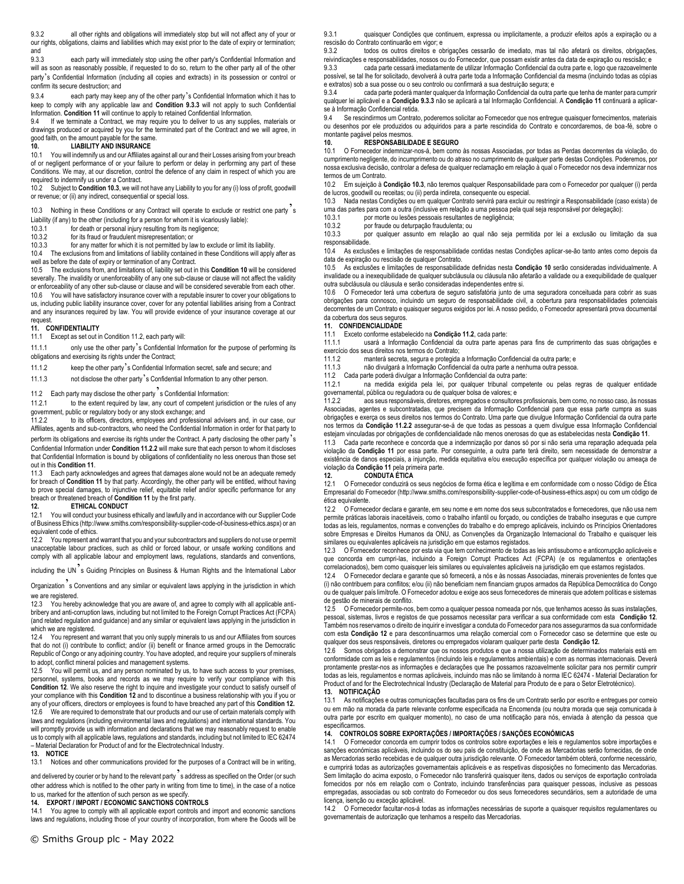9.3.2 all other rights and obligations will immediately stop but will not affect any of your or our rights, obligations, claims and liabilities which may exist prior to the date of expiry or termination; and

9.3.3 each party will immediately stop using the other party's Confidential Information and will as soon as reasonably possible, if requested to do so, return to the other party all of the other party's Confidential Information (including all copies and extracts) in its possession or control or confirm its secure destruction; and

9.3.4 each party may keep any of the other party's Confidential Information which it has to keep to comply with any applicable law and **Condition 9.3.3** will not apply to such Confidential Information. **Condition 11** will continue to apply to retained Confidential Information.

9.4 If we terminate a Contract, we may require you to deliver to us any supplies, materials or drawings produced or acquired by you for the terminated part of the Contract and we will agree, in good faith, on the amount payable for the same.

## 10. LIABILITY AND INSURANCE

10.1 You will indemnify us and our Affiliates against all our and their Losses arising from your breach of or negligent performance of or your failure to perform or delay in performing any part of these Conditions. We may, at our discretion, control the defence of any claim in respect of which you are required to indemnify us under a Contract.

10.2 Subject to **Condition 10.3**, we will not have any Liability to you for any (i) loss of profit, goodwill or revenue; or (ii) any indirect, consequential or special loss.

10.3 Nothing in these Conditions or any Contract will operate to exclude or restrict one party's Liability (if any) to the other (including for a person for whom it is vicariously liable):

10.3.1 for death or personal injury resulting from its negligence;

10.3.2 for its fraud or fraudulent misrepresentation; or

10.3.3 for any matter for which it is not permitted by law to exclude or limit its liability.

10.4 The exclusions from and limitations of liability contained in these Conditions will apply after as well as before the date of expiry or termination of any Contract.

10.5 The exclusions from, and limitations of, liability set out in this **Condition 10** will be considered severally. The invalidity or unenforceability of any one sub-clause or clause will not affect the validity or enforceability of any other sub-clause or clause and will be considered severable from each other.

10.6 You will have satisfactory insurance cover with a reputable insurer to cover your obligations to us, including public liability insurance cover, cover for any potential liabilities arising from a Contract and any insurances required by law. You will provide evidence of your insurance coverage at our request.

## 11. CONFIDENTIALITY

11.1 Except as set out in Condition 11.2, each party will:

11.1.1 only use the other party's Confidential Information for the purpose of performing its obligations and exercising its rights under the Contract;

11.1.2 keep the other party's Confidential Information secret, safe and secure; and

11.1.3 not disclose the other party's Confidential Information to any other person.

11.2 Each party may disclose the other party's Confidential Information:

11.2.1 to the extent required by law, any court of competent jurisdiction or the rules of any government, public or regulatory body or any stock exchange; and

11.2.2 to its officers, directors, employees and professional advisers and, in our case, our Affiliates, agents and sub-contractors, who need the Confidential Information in order for that party to perform its obligations and exercise its rights under the Contract. A party disclosing the other party's Confidential Information under **Condition 11.2.2** will make sure that each person to whom it discloses that Confidential Information is bound by obligations of confidentiality no less onerous than those set out in this **Condition 11**.

11.3 Each party acknowledges and agrees that damages alone would not be an adequate remedy for breach of **Condition 11** by that party. Accordingly, the other party will be entitled, without having to prove special damages, to injunctive relief, equitable relief and/or specific performance for any breach or threatened breach of **Condition 11** by the first party.

## 12. ETHICAL CONDUCT

12.1 You will conduct your business ethically and lawfully and in accordance with our Supplier Code of Business Ethics (http://www.smiths.com/responsibility-supplier-code-of-business-ethics.aspx) or an equivalent code of ethics.

12.2 You represent and warrant that you and your subcontractors and suppliers do not use or permit unacceptable labour practices, such as child or forced labour, or unsafe working conditions and comply with all applicable labour and employment laws, regulations, standards and conventions, including the UN's Guiding Principles on Business & Human Rights and the International Labor Organization's Conventions and any similar or equivalent laws applying in the jurisdiction in which we are registered.

12.3 You hereby acknowledge that you are aware of, and agree to comply with all applicable anti-bribery and anti-corruption laws, including but not limited to the Foreign Corrupt Practices Act (FCPA) (and related regulation and guidance) and any similar or equivalent laws applying in the jurisdiction in which we are registered.

12.4 You represent and warrant that you only supply minerals to us and our Affiliates from sources that do not (i) contribute to conflict; and/or (ii) benefit or finance armed groups in the Democratic Republic of Congo or any adjoining country. You have adopted, and require your suppliers of minerals to adopt, conflict mineral policies and management systems.

12.5 You will permit us, and any person nominated by us, to have such access to your premises, personnel, systems, books and records as we may require to verify your compliance with this **Condition 12**. We also reserve the right to inquire and investigate your conduct to satisfy ourself of your compliance with this **Condition 12** and to discontinue a business relationship with you if you or any of your officers, directors or employees is found to have breached any part of this **Condition 12.**

12.6 We are required to demonstrate that our products and our use of certain materials comply with laws and regulations (including environmental laws and regulations) and international standards. You will promptly provide us with information and declarations that we may reasonably request to enable us to comply with all applicable laws, regulations and standards, including but not limited to IEC 62474 – Material Declaration for Product of and for the Electrotechnical Industry.

## 13. NOTICE

13.1 Notices and other communications provided for the purposes of a Contract will be in writing, and delivered by courier or by hand to the relevant party's address as specified on the Order (or such other address which is notified to the other party in writing from time to time), in the case of a notice to us, marked for the attention of such person as we specify.

## 14. EXPORT / IMPORT / ECONOMIC SANCTIONS CONTROLS

14.1 You agree to comply with all applicable export controls and import and economic sanctions laws and regulations, including those of your country of incorporation, from where the Goods will be

9.3.1 quaisquer Condições que continuem, expressa ou implicitamente, a produzir efeitos após a expiração ou a rescisão do Contrato continuarão em vigor; e

9.3.2 todos os outros direitos e obrigações cessarão de imediato, mas tal não afetará os direitos, obrigações, reivindicações e responsabilidades, nossos ou do Fornecedor, que possam existir antes da data de expiração ou rescisão; e

9.3.3 cada parte cessará imediatamente de utilizar Informação Confidencial da outra parte e, logo que razoavelmente possível, se tal lhe for solicitado, devolverá à outra parte toda a Informação Confidencial da mesma (incluindo todas as cópias e extratos) sob a sua posse ou o seu controlo ou confirmará a sua destruição segura; e

9.3.4 cada parte poderá manter qualquer da Informação Confidencial da outra parte que tenha de manter para cumprir qualquer lei aplicável e a **Condição 9.3.3** não se aplicará a tal Informação Confidencial. A **Condição 11** continuará a aplicar-se à Informação Confidencial retida.

9.4 Se rescindirmos um Contrato, poderemos solicitar ao Fornecedor que nos entregue quaisquer fornecimentos, materiais ou desenhos por ele produzidos ou adquiridos para a parte rescindida do Contrato e concordaremos, de boa-fé, sobre o montante pagável pelos mesmos.

## 10. RESPONSABILIDADE E SEGURO

10.1 O Fornecedor indemnizar-nos-á, bem como às nossas Associadas, por todas as Perdas decorrentes da violação, do cumprimento negligente, do incumprimento ou do atraso no cumprimento de qualquer parte destas Condições. Poderemos, por nossa exclusiva decisão, controlar a defesa de qualquer reclamação em relação à qual o Fornecedor nos deva indemnizar nos termos de um Contrato.

10.2 Em sujeição à **Condição 10.3**, não teremos qualquer Responsabilidade para com o Fornecedor por qualquer (i) perda de lucros, goodwill ou receitas; ou (ii) perda indireta, consequente ou especial.

10.3 Nada nestas Condições ou em qualquer Contrato servirá para excluir ou restringir a Responsabilidade (caso exista) de uma das partes para com a outra (inclusive em relação a uma pessoa pela qual seja responsável por delegação):

10.3.1 por morte ou lesões pessoais resultantes de negligência;

10.3.2 por fraude ou deturpação fraudulenta; ou

10.3.3 por qualquer assunto em relação ao qual não seja permitida por lei a exclusão ou limitação da sua responsabilidade.

10.4 As exclusões e limitações de responsabilidade contidas nestas Condições aplicar-se-ão tanto antes como depois da data de expiração ou rescisão de qualquer Contrato.

10.5 As exclusões e limitações de responsabilidade definidas nesta **Condição 10** serão consideradas individualmente. A invalidade ou a inexequibilidade de qualquer subcláusula ou cláusula não afetarão a validade ou a exequibilidade de qualquer outra subcláusula ou cláusula e serão consideradas independentes entre si.

10.6 O Fornecedor terá uma cobertura de seguro satisfatória junto de uma seguradora conceituada para cobrir as suas obrigações para connosco, incluindo um seguro de responsabilidade civil, a cobertura para responsabilidades potenciais decorrentes de um Contrato e quaisquer seguros exigidos por lei. A nosso pedido, o Fornecedor apresentará prova documental da cobertura dos seus seguros.

## 11. CONFIDENCIALIDADE

11.1 Exceto conforme estabelecido na **Condição 11.2**, cada parte:

11.1.1 usará a Informação Confidencial da outra parte apenas para fins de cumprimento das suas obrigações e exercício dos seus direitos nos termos do Contrato;

11.1.2 manterá secreta, segura e protegida a Informação Confidencial da outra parte; e

11.1.3 não divulgará a Informação Confidencial da outra parte a nenhuma outra pessoa.

11.2 Cada parte poderá divulgar a Informação Confidencial da outra parte:

11.2.1 na medida exigida pela lei, por qualquer tribunal competente ou pelas regras de qualquer entidade governamental, pública ou reguladora ou de qualquer bolsa de valores; e

11.2.2 aos seus responsáveis, diretores, empregados e consultores profissionais, bem como, no nosso caso, às nossas Associadas, agentes e subcontratadas, que precisem da Informação Confidencial para que essa parte cumpra as suas obrigações e exerça os seus direitos nos termos do Contrato. Uma parte que divulgue Informação Confidencial da outra parte nos termos da **Condição 11.2.2** assegurar-se-á de que todas as pessoas a quem divulgue essa Informação Confidencial estejam vinculadas por obrigações de confidencialidade não menos onerosas do que as estabelecidas nesta **Condição 11**.

11.3 Cada parte reconhece e concorda que a indemnização por danos só por si não seria uma reparação adequada pela violação da **Condição 11** por essa parte. Por conseguinte, a outra parte terá direito, sem necessidade de demonstrar a existência de danos especiais, a injunção, medida equitativa e/ou execução específica por qualquer violação ou ameaça de violação da **Condição 11** pela primeira parte.

## 12. CONDUTA ÉTICA

12.1 O Fornecedor conduzirá os seus negócios de forma ética e legítima e em conformidade com o nosso Código de Ética Empresarial do Fornecedor (http://www.smiths.com/responsibility-supplier-code-of-business-ethics.aspx) ou com um código de ética equivalente.

12.2 O Fornecedor declara e garante, em seu nome e em nome dos seus subcontratados e fornecedores, que não usa nem permite práticas laborais inaceitáveis, como o trabalho infantil ou forçado, ou condições de trabalho inseguras e que cumpre todas as leis, regulamentos, normas e convenções do trabalho e do emprego aplicáveis, incluindo os Princípios Orientadores sobre Empresas e Direitos Humanos da ONU, as Convenções da Organização Internacional do Trabalho e quaisquer leis similares ou equivalentes aplicáveis na jurisdição em que estamos registados.

12.3 O Fornecedor reconhece por esta via que tem conhecimento de todas as leis antissuborno e anticorrupção aplicáveis e que concorda em cumpri-las, incluindo a Foreign Corrupt Practices Act (FCPA) (e os regulamentos e orientações correlacionados), bem como quaisquer leis similares ou equivalentes aplicáveis na jurisdição em que estamos registados.

12.4 O Fornecedor declara e garante que só fornecerá, a nós e às nossas Associadas, minerais provenientes de fontes que (i) não contribuem para conflitos; e/ou (ii) não beneficiam nem financiam grupos armados da República Democrática do Congo ou de qualquer país limítrofe. O Fornecedor adotou e exige aos seus fornecedores de minerais que adotem políticas e sistemas de gestão de minerais de conflito.

12.5 O Fornecedor permite-nos, bem como a qualquer pessoa nomeada por nós, que tenhamos acesso às suas instalações, pessoal, sistemas, livros e registos de que possamos necessitar para verificar a sua conformidade com esta **Condição 12**. Também nos reservamos o direito de inquirir e investigar a conduta do Fornecedor para nos assegurarmos da sua conformidade com esta **Condição 12** e para descontinuarmos uma relação comercial com o Fornecedor caso se determine que este ou qualquer dos seus responsáveis, diretores ou empregados violaram qualquer parte desta **Condição 12.**

12.6 Somos obrigados a demonstrar que os nossos produtos e que a nossa utilização de determinados materiais está em conformidade com as leis e regulamentos (incluindo leis e regulamentos ambientais) e com as normas internacionais. Deverá prontamente prestar-nos as informações e declarações que lhe possamos razoavelmente solicitar para nos permitir cumprir todas as leis, regulamentos e normas aplicáveis, incluindo mas não se limitando à norma IEC 62474 - Material Declaration for Product of and for the Electrotechnical Industry (Declaração de Material para Produto de e para o Setor Eletrotécnico).

## 13. NOTIFICAÇÃO

13.1 As notificações e outras comunicações facultadas para os fins de um Contrato serão por escrito e entregues por correio ou em mão na morada da parte relevante conforme especificada na Encomenda (ou noutra morada que seja comunicada à outra parte por escrito em qualquer momento), no caso de uma notificação para nós, enviada à atenção da pessoa que especificarmos.

## 14. CONTROLOS SOBRE EXPORTAÇÕES / IMPORTAÇÕES / SANÇÕES ECONÓMICAS

14.1 O Fornecedor concorda em cumprir todos os controlos sobre exportações e leis e regulamentos sobre importações e sanções económicas aplicáveis, incluindo os do seu país de constituição, de onde as Mercadorias serão fornecidas, de onde as Mercadorias serão recebidas e de qualquer outra jurisdição relevante. O Fornecedor também obterá, conforme necessário, e cumprirá todas as autorizações governamentais aplicáveis e as respetivas disposições no fornecimento das Mercadorias. Sem limitação do acima exposto, o Fornecedor não transferirá quaisquer itens, dados ou serviços de exportação controlada fornecidos por nós em relação com o Contrato, incluindo transferências para quaisquer pessoas, inclusive as pessoas empregadas, associadas ou sob contrato do Fornecedor ou dos seus fornecedores secundários, sem a autoridade de uma licença, isenção ou exceção aplicável.

14.2 O Fornecedor facultar-nos-á todas as informações necessárias de suporte a quaisquer requisitos regulamentares ou governamentais de autorização que tenhamos a respeito das Mercadorias.

© Smiths Group plc - May 2022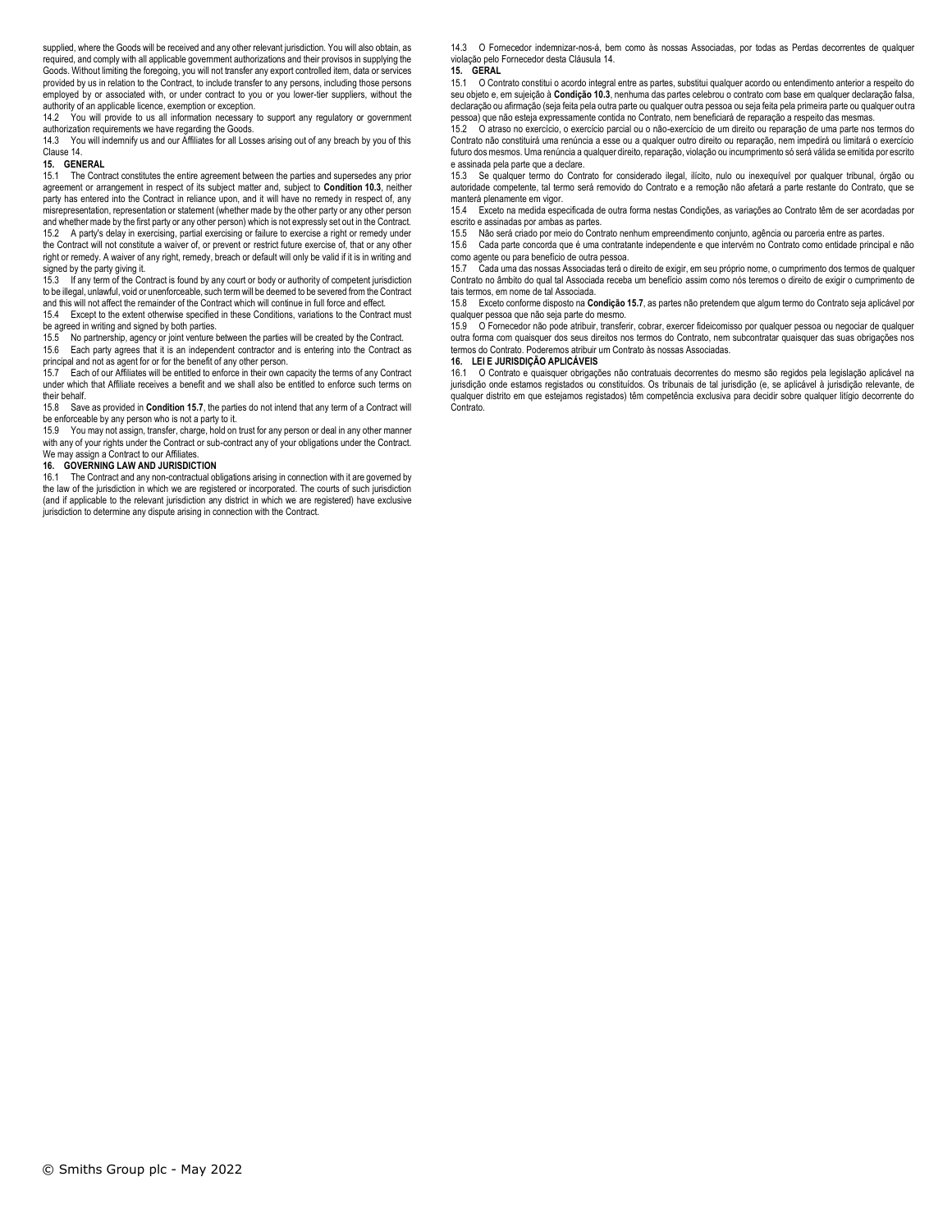supplied, where the Goods will be received and any other relevant jurisdiction. You will also obtain, as required, and comply with all applicable government authorizations and their provisos in supplying the Goods. Without limiting the foregoing, you will not transfer any export controlled item, data or services provided by us in relation to the Contract, to include transfer to any persons, including those persons employed by or associated with, or under contract to you or you lower-tier suppliers, without the authority of an applicable licence, exemption or exception.

14.2 You will provide to us all information necessary to support any regulatory or government authorization requirements we have regarding the Goods.

14.3 You will indemnify us and our Affiliates for all Losses arising out of any breach by you of this Clause 14.

**15. GENERAL**

15.1 The Contract constitutes the entire agreement between the parties and supersedes any prior agreement or arrangement in respect of its subject matter and, subject to **Condition 10.3**, neither party has entered into the Contract in reliance upon, and it will have no remedy in respect of, any misrepresentation, representation or statement (whether made by the other party or any other person and whether made by the first party or any other person) which is not expressly set out in the Contract.

15.2 A party's delay in exercising, partial exercising or failure to exercise a right or remedy under the Contract will not constitute a waiver of, or prevent or restrict future exercise of, that or any other right or remedy. A waiver of any right, remedy, breach or default will only be valid if it is in writing and signed by the party giving it.

15.3 If any term of the Contract is found by any court or body or authority of competent jurisdiction to be illegal, unlawful, void or unenforceable, such term will be deemed to be severed from the Contract and this will not affect the remainder of the Contract which will continue in full force and effect.

15.4 Except to the extent otherwise specified in these Conditions, variations to the Contract must be agreed in writing and signed by both parties.

15.5 No partnership, agency or joint venture between the parties will be created by the Contract.

15.6 Each party agrees that it is an independent contractor and is entering into the Contract as principal and not as agent for or for the benefit of any other person.

15.7 Each of our Affiliates will be entitled to enforce in their own capacity the terms of any Contract under which that Affiliate receives a benefit and we shall also be entitled to enforce such terms on their behalf.

15.8 Save as provided in **Condition 15.7**, the parties do not intend that any term of a Contract will be enforceable by any person who is not a party to it.

15.9 You may not assign, transfer, charge, hold on trust for any person or deal in any other manner with any of your rights under the Contract or sub-contract any of your obligations under the Contract. We may assign a Contract to our Affiliates.

**16. GOVERNING LAW AND JURISDICTION**

16.1 The Contract and any non-contractual obligations arising in connection with it are governed by the law of the jurisdiction in which we are registered or incorporated. The courts of such jurisdiction (and if applicable to the relevant jurisdiction any district in which we are registered) have exclusive jurisdiction to determine any dispute arising in connection with the Contract.

14.3 O Fornecedor indemnizar-nos-á, bem como às nossas Associadas, por todas as Perdas decorrentes de qualquer violação pelo Fornecedor desta Cláusula 14.

**15. GERAL**

15.1 O Contrato constitui o acordo integral entre as partes, substitui qualquer acordo ou entendimento anterior a respeito do seu objeto e, em sujeição à **Condição 10.3**, nenhuma das partes celebrou o contrato com base em qualquer declaração falsa, declaração ou afirmação (seja feita pela outra parte ou qualquer outra pessoa ou seja feita pela primeira parte ou qualquer outra pessoa) que não esteja expressamente contida no Contrato, nem beneficiará de reparação a respeito das mesmas.

15.2 O atraso no exercício, o exercício parcial ou o não-exercício de um direito ou reparação de uma parte nos termos do Contrato não constituirá uma renúncia a esse ou a qualquer outro direito ou reparação, nem impedirá ou limitará o exercício futuro dos mesmos. Uma renúncia a qualquer direito, reparação, violação ou incumprimento só será válida se emitida por escrito e assinada pela parte que a declare.

15.3 Se qualquer termo do Contrato for considerado ilegal, ilícito, nulo ou inexequível por qualquer tribunal, órgão ou autoridade competente, tal termo será removido do Contrato e a remoção não afetará a parte restante do Contrato, que se manterá plenamente em vigor.

15.4 Exceto na medida especificada de outra forma nestas Condições, as variações ao Contrato têm de ser acordadas por escrito e assinadas por ambas as partes.

15.5 Não será criado por meio do Contrato nenhum empreendimento conjunto, agência ou parceria entre as partes.

15.6 Cada parte concorda que é uma contratante independente e que intervém no Contrato como entidade principal e não como agente ou para benefício de outra pessoa.

15.7 Cada uma das nossas Associadas terá o direito de exigir, em seu próprio nome, o cumprimento dos termos de qualquer Contrato no âmbito do qual tal Associada receba um benefício assim como nós teremos o direito de exigir o cumprimento de tais termos, em nome de tal Associada.

15.8 Exceto conforme disposto na **Condição 15.7**, as partes não pretendem que algum termo do Contrato seja aplicável por qualquer pessoa que não seja parte do mesmo.

15.9 O Fornecedor não pode atribuir, transferir, cobrar, exercer fideicomisso por qualquer pessoa ou negociar de qualquer outra forma com quaisquer dos seus direitos nos termos do Contrato, nem subcontratar quaisquer das suas obrigações nos termos do Contrato. Poderemos atribuir um Contrato às nossas Associadas.

**16. LEI E JURISDIÇÃO APLICÁVEIS**

16.1 O Contrato e quaisquer obrigações não contratuais decorrentes do mesmo são regidos pela legislação aplicável na jurisdição onde estamos registados ou constituídos. Os tribunais de tal jurisdição (e, se aplicável à jurisdição relevante, de qualquer distrito em que estejamos registados) têm competência exclusiva para decidir sobre qualquer litígio decorrente do Contrato.

© Smiths Group plc - May 2022